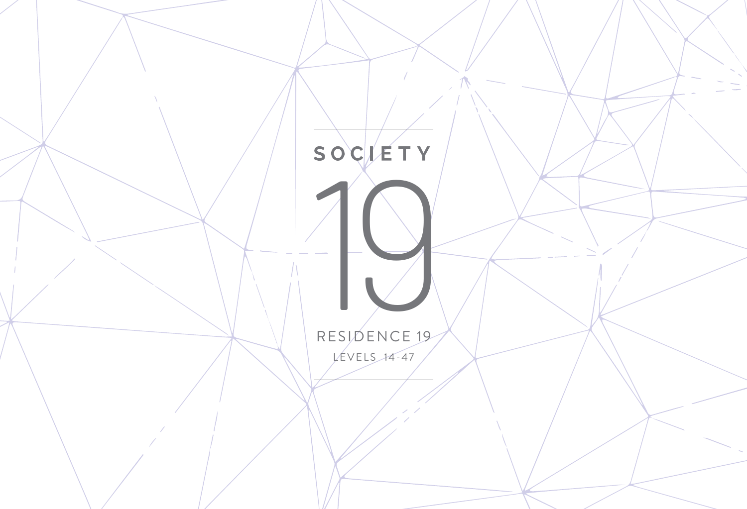# SOCIETY 19

## RESIDENCE 19

LEVELS 14-47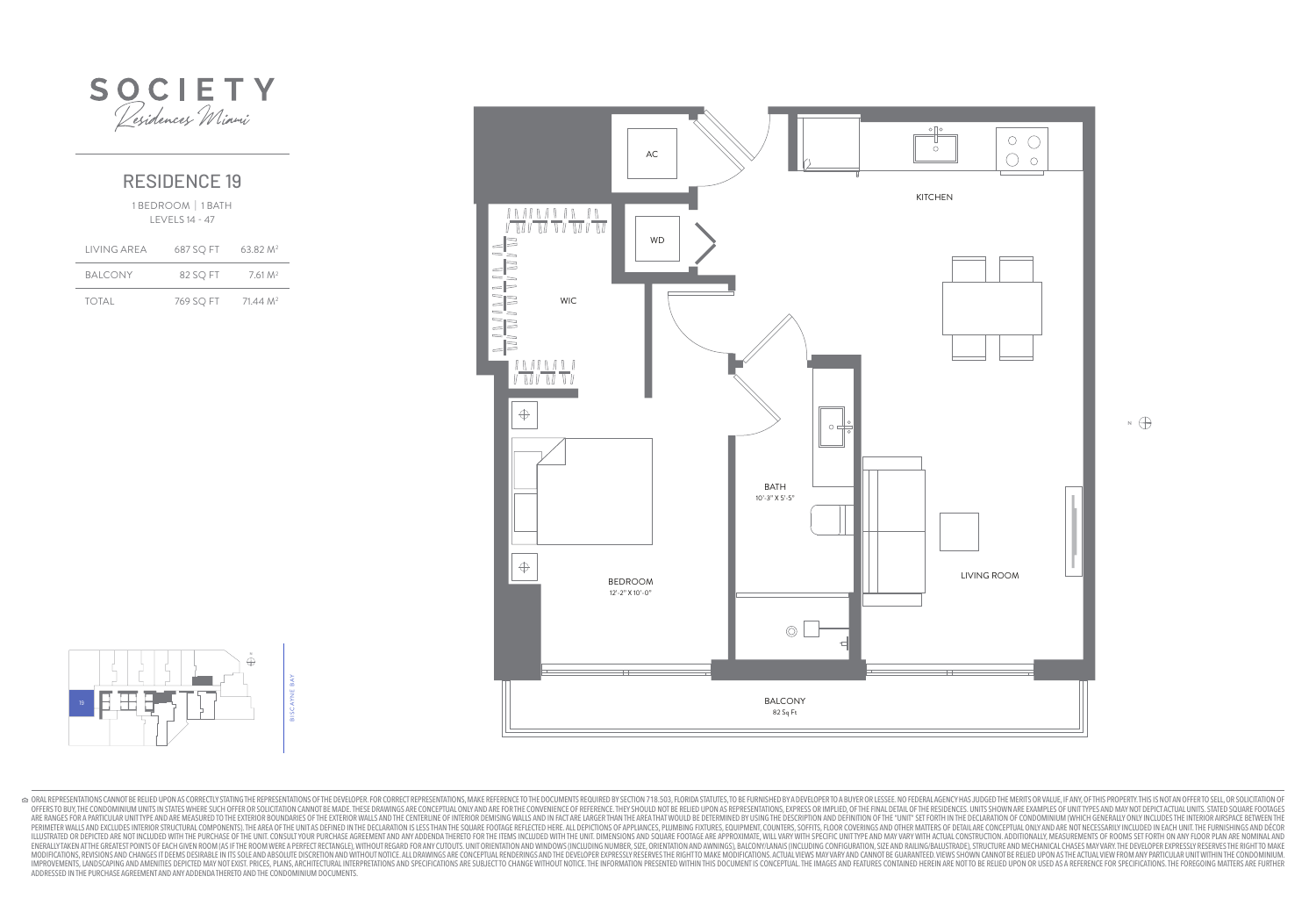# SOCIETY
*Residences Miami*

## RESIDENCE 19

1 BEDROOM | 1 BATH
LEVELS 14 - 47

| | | |
|---|---|---|
| LIVING AREA | 687 SQ FT | 63.82 M² |
| BALCONY | 82 SQ FT | 7.61 M² |
| TOTAL | 769 SQ FT | 71.44 M² |

AC

WD

WIC

KITCHEN

BATH
10'-3" X 5'-5"

BEDROOM
12'-2" X 10'-0"

LIVING ROOM

BALCONY
82 Sq Ft

19

BISCAYNE BAY

ORAL REPRESENTATIONS CANNOT BE RELIED UPON AS CORRECTLY STATING THE REPRESENTATIONS OF THE DEVELOPER. FOR CORRECT REPRESENTATIONS, MAKE REFERENCE TO THE DOCUMENTS REQUIRED BY SECTION 718.503, FLORIDA STATUTES, TO BE FURNISHED BY A DEVELOPER TO A BUYER OR LESSEE. NO FEDERAL AGENCY HAS JUDGED THE MERITS OR VALUE, IF ANY, OF THIS PROPERTY. THIS IS NOT AN OFFER TO SELL, OR SOLICITATION OF OFFERS TO BUY, THE CONDOMINIUM UNITS IN STATES WHERE SUCH OFFER OR SOLICITATION CANNOT BE MADE. THESE DRAWINGS ARE CONCEPTUAL ONLY AND ARE FOR THE CONVENIENCE OF REFERENCE. THEY SHOULD NOT BE RELIED UPON AS REPRESENTATIONS, EXPRESS OR IMPLIED, OF THE FINAL DETAIL OF THE RESIDENCES. UNITS SHOWN ARE EXAMPLES OF UNIT TYPES AND MAY NOT DEPICT ACTUAL UNITS. STATED SQUARE FOOTAGES ARE RANGES FOR A PARTICULAR UNIT TYPE AND ARE MEASURED TO THE EXTERIOR BOUNDARIES OF THE EXTERIOR WALLS AND THE CENTERLINE OF INTERIOR DEMISING WALLS AND IN FACT ARE LARGER THAN THE AREA THAT WOULD BE DETERMINED BY USING THE DESCRIPTION AND DEFINITION OF THE "UNIT" SET FORTH IN THE DECLARATION OF CONDOMINIUM (WHICH GENERALLY ONLY INCLUDES THE INTERIOR AIRSPACE BETWEEN THE PERIMETER WALLS AND EXCLUDES INTERIOR STRUCTURAL COMPONENTS). THE AREA OF THE UNIT AS DEFINED IN THE DECLARATION IS LESS THAN THE SQUARE FOOTAGE REFLECTED HERE. ALL DEPICTIONS OF APPLIANCES, PLUMBING FIXTURES, EQUIPMENT, COUNTERS, SOFFITS, FLOOR COVERINGS AND OTHER MATTERS OF DETAIL ARE CONCEPTUAL ONLY AND ARE NOT NECESSARILY INCLUDED IN EACH UNIT. THE FURNISHINGS AND DÉCOR ILLUSTRATED OR DEPICTED ARE NOT INCLUDED WITH THE PURCHASE OF THE UNIT. CONSULT YOUR PURCHASE AGREEMENT AND ANY ADDENDA THERETO FOR THE ITEMS INCLUDED WITH THE UNIT. DIMENSIONS AND SQUARE FOOTAGE ARE APPROXIMATE, WILL VARY WITH SPECIFIC UNIT TYPE AND MAY VARY WITH ACTUAL CONSTRUCTION. ADDITIONALLY, MEASUREMENTS OF ROOMS SET FORTH ON ANY FLOOR PLAN ARE NOMINAL AND GENERALLY TAKEN AT THE GREATEST POINTS OF EACH GIVEN ROOM (AS IF THE ROOM WERE A PERFECT RECTANGLE), WITHOUT REGARD FOR ANY CUTOUTS. UNIT ORIENTATION AND WINDOWS (INCLUDING NUMBER, SIZE, ORIENTATION AND AWNINGS), BALCONY/LANAIS (INCLUDING CONFIGURATION, SIZE AND RAILING/BALUSTRADE), STRUCTURE AND MECHANICAL CHASES MAY VARY. THE DEVELOPER EXPRESSLY RESERVES THE RIGHT TO MAKE MODIFICATIONS, REVISIONS AND CHANGES IT DEEMS DESIRABLE IN ITS SOLE AND ABSOLUTE DISCRETION AND WITHOUT NOTICE. ALL DRAWINGS ARE CONCEPTUAL RENDERINGS AND THE DEVELOPER EXPRESSLY RESERVES THE RIGHT TO MAKE MODIFICATIONS. ACTUAL VIEWS MAY VARY AND CANNOT BE GUARANTEED. VIEWS SHOWN CANNOT BE RELIED UPON AS THE ACTUAL VIEW FROM ANY PARTICULAR UNIT WITHIN THE CONDOMINIUM. IMPROVEMENTS, LANDSCAPING AND AMENITIES DEPICTED MAY NOT EXIST. PRICES, PLANS, ARCHITECTURAL INTERPRETATIONS AND SPECIFICATIONS ARE SUBJECT TO CHANGE WITHOUT NOTICE. THE INFORMATION PRESENTED WITHIN THIS DOCUMENT IS CONCEPTUAL. THE IMAGES AND FEATURES CONTAINED HEREIN ARE NOT TO BE RELIED UPON OR USED AS A REFERENCE FOR SPECIFICATIONS. THE FOREGOING MATTERS ARE FURTHER ADDRESSED IN THE PURCHASE AGREEMENT AND ANY ADDENDA THERETO AND THE CONDOMINIUM DOCUMENTS.